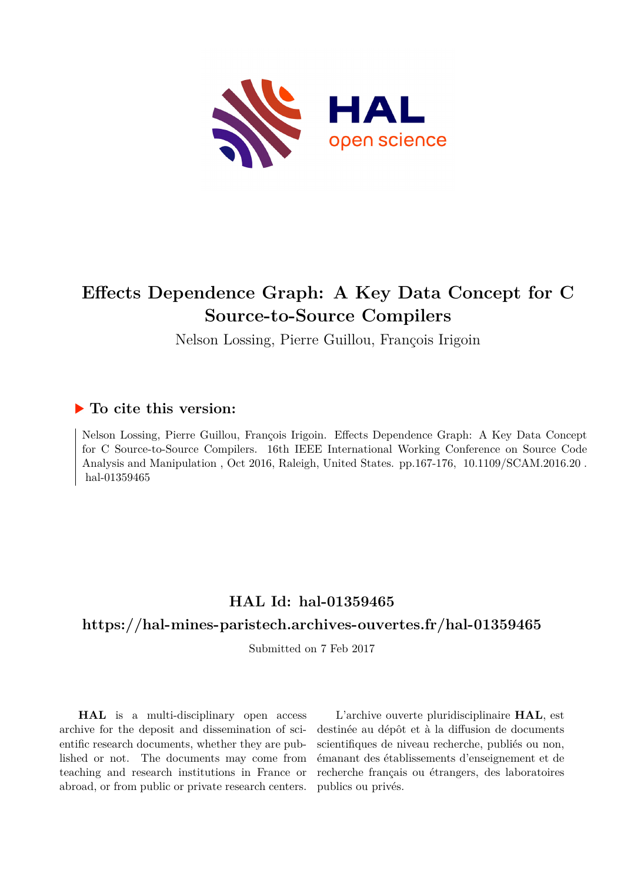# Effects Dependence Graph: A Key Data Concept for C Source-to-Source Compilers

Nelson Lossing, Pierre Guillou, François Irigoin

## To cite this version:

Nelson Lossing, Pierre Guillou, François Irigoin. Effects Dependence Graph: A Key Data Concept for C Source-to-Source Compilers. 16th IEEE International Working Conference on Source Code Analysis and Manipulation , Oct 2016, Raleigh, United States. pp.167-176, 10.1109/SCAM.2016.20 . hal-01359465

## HAL Id: hal-01359465

## https://hal-mines-paristech.archives-ouvertes.fr/hal-01359465

Submitted on 7 Feb 2017

**HAL** is a multi-disciplinary open access archive for the deposit and dissemination of scientific research documents, whether they are published or not. The documents may come from teaching and research institutions in France or abroad, or from public or private research centers.

L'archive ouverte pluridisciplinaire **HAL**, est destinée au dépôt et à la diffusion de documents scientifiques de niveau recherche, publiés ou non, émanant des établissements d'enseignement et de recherche français ou étrangers, des laboratoires publics ou privés.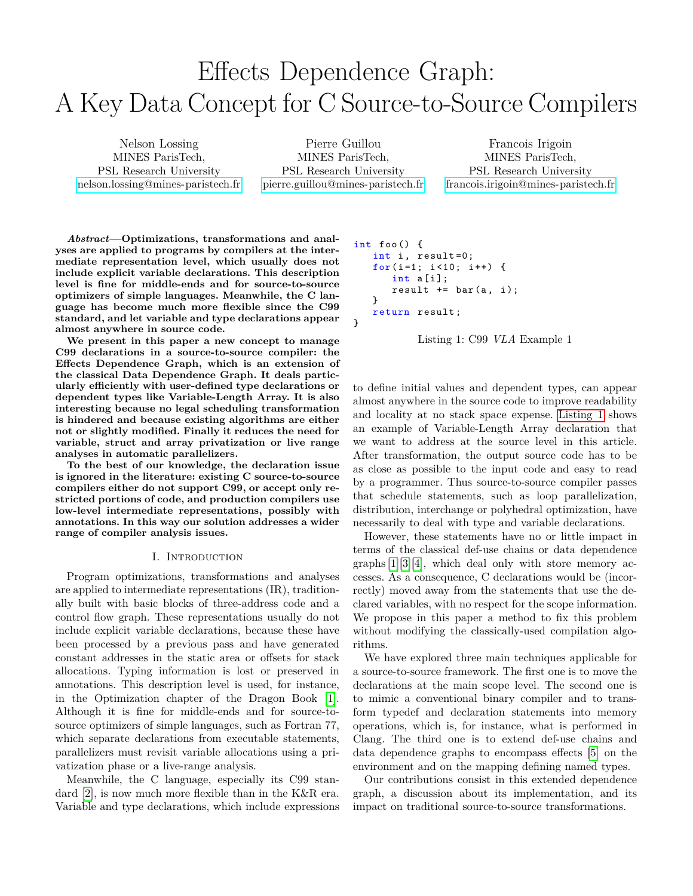# Effects Dependence Graph: A Key Data Concept for C Source-to-Source Compilers

Nelson Lossing
MINES ParisTech,
PSL Research University
nelson.lossing@mines-paristech.fr

Pierre Guillou
MINES ParisTech,
PSL Research University
pierre.guillou@mines-paristech.fr

Francois Irigoin
MINES ParisTech,
PSL Research University
francois.irigoin@mines-paristech.fr

***Abstract*—Optimizations, transformations and analyses are applied to programs by compilers at the intermediate representation level, which usually does not include explicit variable declarations. This description level is fine for middle-ends and for source-to-source optimizers of simple languages. Meanwhile, the C language has become much more flexible since the C99 standard, and let variable and type declarations appear almost anywhere in source code.**

**We present in this paper a new concept to manage C99 declarations in a source-to-source compiler: the Effects Dependence Graph, which is an extension of the classical Data Dependence Graph. It deals particularly efficiently with user-defined type declarations or dependent types like Variable-Length Array. It is also interesting because no legal scheduling transformation is hindered and because existing algorithms are either not or slightly modified. Finally it reduces the need for variable, struct and array privatization or live range analyses in automatic parallelizers.**

**To the best of our knowledge, the declaration issue is ignored in the literature: existing C source-to-source compilers either do not support C99, or accept only restricted portions of code, and production compilers use low-level intermediate representations, possibly with annotations. In this way our solution addresses a wider range of compiler analysis issues.**

## I. Introduction

Program optimizations, transformations and analyses are applied to intermediate representations (IR), traditionally built with basic blocks of three-address code and a control flow graph. These representations usually do not include explicit variable declarations, because these have been processed by a previous pass and have generated constant addresses in the static area or offsets for stack allocations. Typing information is lost or preserved in annotations. This description level is used, for instance, in the Optimization chapter of the Dragon Book [1]. Although it is fine for middle-ends and for source-to-source optimizers of simple languages, such as Fortran 77, which separate declarations from executable statements, parallelizers must revisit variable allocations using a privatization phase or a live-range analysis.

Meanwhile, the C language, especially its C99 standard [2], is now much more flexible than in the K&R era. Variable and type declarations, which include expressions to define initial values and dependent types, can appear almost anywhere in the source code to improve readability and locality at no stack space expense. Listing 1 shows an example of Variable-Length Array declaration that we want to address at the source level in this article. After transformation, the output source code has to be as close as possible to the input code and easy to read by a programmer. Thus source-to-source compiler passes that schedule statements, such as loop parallelization, distribution, interchange or polyhedral optimization, have necessarily to deal with type and variable declarations.

```
int foo() {
    int i, result=0;
    for(i=1; i<10; i++) {
        int a[i];
        result += bar(a, i);
    }
    return result;
}
```

Listing 1: C99 *VLA* Example 1

However, these statements have no or little impact in terms of the classical def-use chains or data dependence graphs [1] [3] [4], which deal only with store memory accesses. As a consequence, C declarations would be (incorrectly) moved away from the statements that use the declared variables, with no respect for the scope information. We propose in this paper a method to fix this problem without modifying the classically-used compilation algorithms.

We have explored three main techniques applicable for a source-to-source framework. The first one is to move the declarations at the main scope level. The second one is to mimic a conventional binary compiler and to transform typedef and declaration statements into memory operations, which is, for instance, what is performed in Clang. The third one is to extend def-use chains and data dependence graphs to encompass effects [5] on the environment and on the mapping defining named types.

Our contributions consist in this extended dependence graph, a discussion about its implementation, and its impact on traditional source-to-source transformations.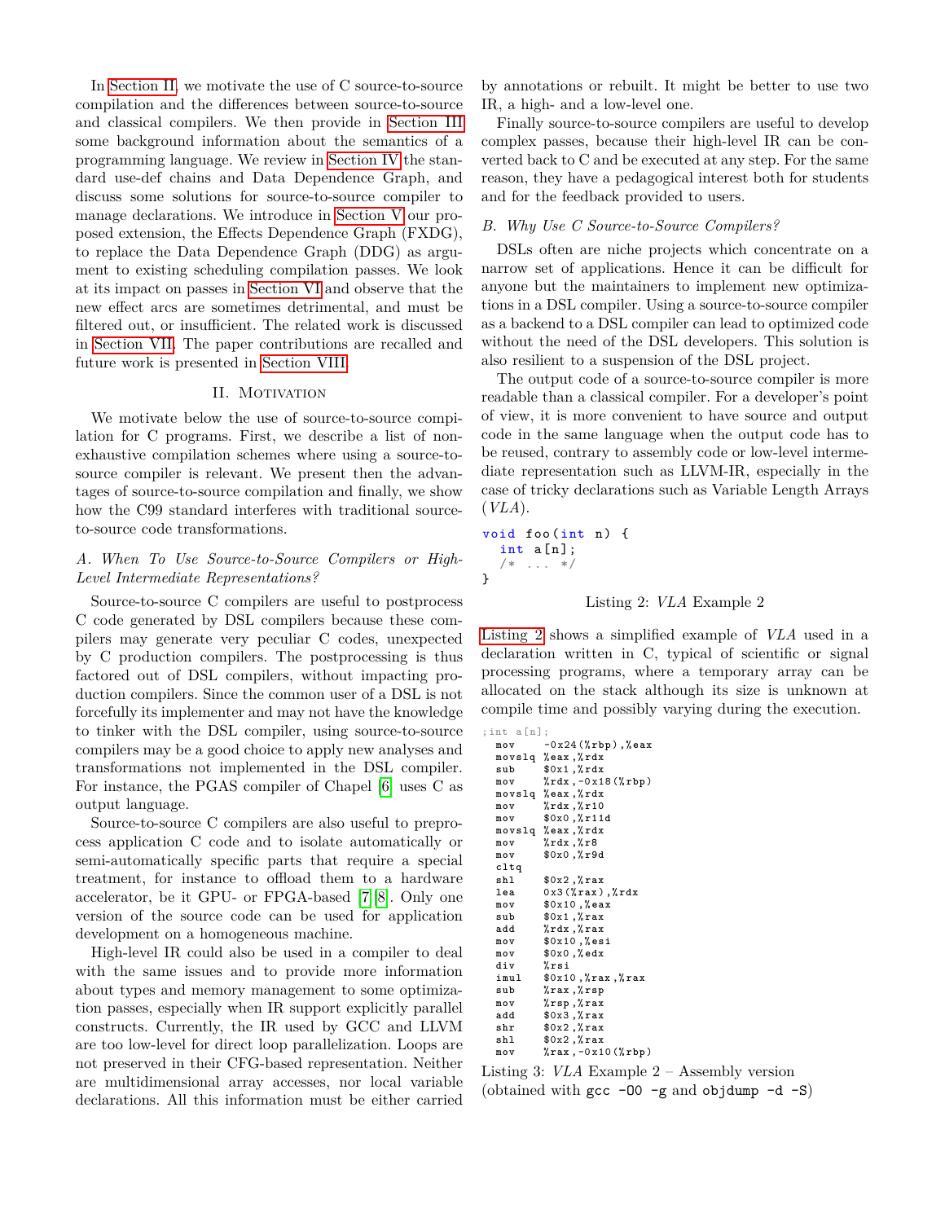In Section II, we motivate the use of C source-to-source compilation and the differences between source-to-source and classical compilers. We then provide in Section III some background information about the semantics of a programming language. We review in Section IV the standard use-def chains and Data Dependence Graph, and discuss some solutions for source-to-source compiler to manage declarations. We introduce in Section V our proposed extension, the Effects Dependence Graph (FXDG), to replace the Data Dependence Graph (DDG) as argument to existing scheduling compilation passes. We look at its impact on passes in Section VI and observe that the new effect arcs are sometimes detrimental, and must be filtered out, or insufficient. The related work is discussed in Section VII. The paper contributions are recalled and future work is presented in Section VIII.

## II. Motivation

We motivate below the use of source-to-source compilation for C programs. First, we describe a list of non-exhaustive compilation schemes where using a source-to-source compiler is relevant. We present then the advantages of source-to-source compilation and finally, we show how the C99 standard interferes with traditional source-to-source code transformations.

### A. When To Use Source-to-Source Compilers or High-Level Intermediate Representations?

Source-to-source C compilers are useful to postprocess C code generated by DSL compilers because these compilers may generate very peculiar C codes, unexpected by C production compilers. The postprocessing is thus factored out of DSL compilers, without impacting production compilers. Since the common user of a DSL is not forcefully its implementer and may not have the knowledge to tinker with the DSL compiler, using source-to-source compilers may be a good choice to apply new analyses and transformations not implemented in the DSL compiler. For instance, the PGAS compiler of Chapel [6] uses C as output language.

Source-to-source C compilers are also useful to preprocess application C code and to isolate automatically or semi-automatically specific parts that require a special treatment, for instance to offload them to a hardware accelerator, be it GPU- or FPGA-based [7] [8]. Only one version of the source code can be used for application development on a homogeneous machine.

High-level IR could also be used in a compiler to deal with the same issues and to provide more information about types and memory management to some optimization passes, especially when IR support explicitly parallel constructs. Currently, the IR used by GCC and LLVM are too low-level for direct loop parallelization. Loops are not preserved in their CFG-based representation. Neither are multidimensional array accesses, nor local variable declarations. All this information must be either carried by annotations or rebuilt. It might be better to use two IR, a high- and a low-level one.

Finally source-to-source compilers are useful to develop complex passes, because their high-level IR can be converted back to C and be executed at any step. For the same reason, they have a pedagogical interest both for students and for the feedback provided to users.

### B. Why Use C Source-to-Source Compilers?

DSLs often are niche projects which concentrate on a narrow set of applications. Hence it can be difficult for anyone but the maintainers to implement new optimizations in a DSL compiler. Using a source-to-source compiler as a backend to a DSL compiler can lead to optimized code without the need of the DSL developers. This solution is also resilient to a suspension of the DSL project.

The output code of a source-to-source compiler is more readable than a classical compiler. For a developer's point of view, it is more convenient to have source and output code in the same language when the output code has to be reused, contrary to assembly code or low-level intermediate representation such as LLVM-IR, especially in the case of tricky declarations such as Variable Length Arrays (*VLA*).

```c
void foo(int n) {
  int a[n];
  /* ... */
}
```

Listing 2: *VLA* Example 2

Listing 2 shows a simplified example of *VLA* used in a declaration written in C, typical of scientific or signal processing programs, where a temporary array can be allocated on the stack although its size is unknown at compile time and possibly varying during the execution.

```
;int a[n];
  mov    -0x24(%rbp),%eax
  movslq %eax,%rdx
  sub    $0x1,%rdx
  mov    %rdx,-0x18(%rbp)
  movslq %eax,%rdx
  mov    %rdx,%r10
  mov    $0x0,%r11d
  movslq %eax,%rdx
  mov    %rdx,%r8
  mov    $0x0,%r9d
  cltq
  shl    $0x2,%rax
  lea    0x3(%rax),%rdx
  mov    $0x10,%eax
  sub    $0x1,%rax
  add    %rdx,%rax
  mov    $0x10,%esi
  mov    $0x0,%edx
  div    %rsi
  imul   $0x10,%rax,%rax
  sub    %rax,%rsp
  mov    %rsp,%rax
  add    $0x3,%rax
  shr    $0x2,%rax
  shl    $0x2,%rax
  mov    %rax,-0x10(%rbp)
```

Listing 3: *VLA* Example 2 – Assembly version (obtained with `gcc -O0 -g` and `objdump -d -S`)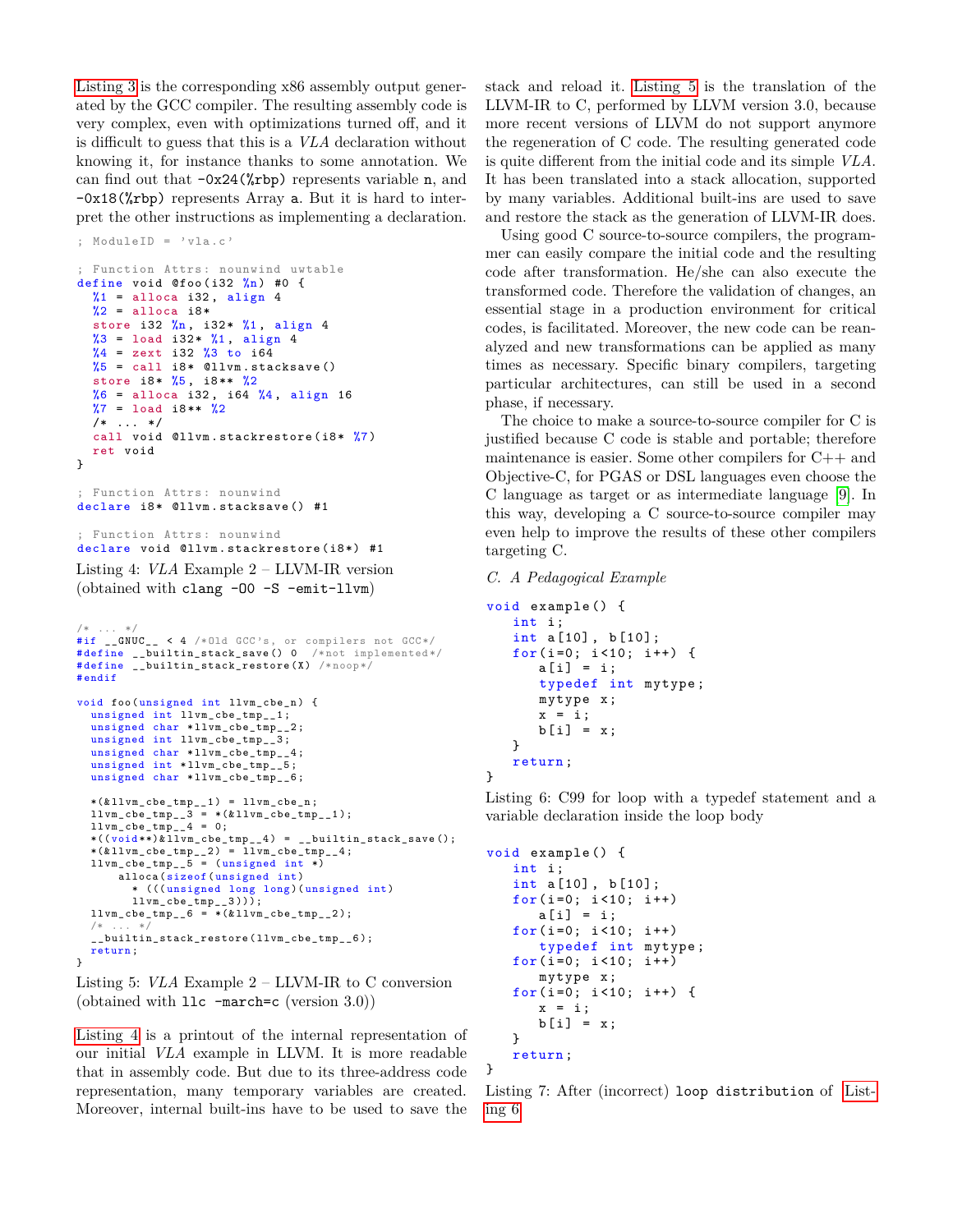Listing 3 is the corresponding x86 assembly output generated by the GCC compiler. The resulting assembly code is very complex, even with optimizations turned off, and it is difficult to guess that this is a *VLA* declaration without knowing it, for instance thanks to some annotation. We can find out that `-0x24(%rbp)` represents variable `n`, and `-0x18(%rbp)` represents Array `a`. But it is hard to interpret the other instructions as implementing a declaration.

```
; ModuleID = 'vla.c'

; Function Attrs: nounwind uwtable
define void @foo(i32 %n) #0 {
  %1 = alloca i32, align 4
  %2 = alloca i8*
  store i32 %n, i32* %1, align 4
  %3 = load i32* %1, align 4
  %4 = zext i32 %3 to i64
  %5 = call i8* @llvm.stacksave()
  store i8* %5, i8** %2
  %6 = alloca i32, i64 %4, align 16
  %7 = load i8** %2
  /* ... */
  call void @llvm.stackrestore(i8* %7)
  ret void
}

; Function Attrs: nounwind
declare i8* @llvm.stacksave() #1

; Function Attrs: nounwind
declare void @llvm.stackrestore(i8*) #1
```

Listing 4: *VLA* Example 2 – LLVM-IR version (obtained with `clang -O0 -S -emit-llvm`)

```
/* ... */
#if __GNUC__ < 4 /*Old GCC's, or compilers not GCC*/
#define __builtin_stack_save() 0  /*not implemented*/
#define __builtin_stack_restore(X) /*noop*/
#endif

void foo(unsigned int llvm_cbe_n) {
  unsigned int llvm_cbe_tmp__1;
  unsigned char *llvm_cbe_tmp__2;
  unsigned int llvm_cbe_tmp__3;
  unsigned char *llvm_cbe_tmp__4;
  unsigned int *llvm_cbe_tmp__5;
  unsigned char *llvm_cbe_tmp__6;

  *(&llvm_cbe_tmp__1) = llvm_cbe_n;
  llvm_cbe_tmp__3 = *(&llvm_cbe_tmp__1);
  llvm_cbe_tmp__4 = 0;
  *((void**)&llvm_cbe_tmp__4) = __builtin_stack_save();
  *(&llvm_cbe_tmp__2) = llvm_cbe_tmp__4;
  llvm_cbe_tmp__5 = (unsigned int *)
      alloca(sizeof(unsigned int)
        * (((unsigned long long)(unsigned int)
        llvm_cbe_tmp__3)));
  llvm_cbe_tmp__6 = *(&llvm_cbe_tmp__2);
  /* ... */
  __builtin_stack_restore(llvm_cbe_tmp__6);
  return;
}
```

Listing 5: *VLA* Example 2 – LLVM-IR to C conversion (obtained with `llc -march=c` (version 3.0))

Listing 4 is a printout of the internal representation of our initial *VLA* example in LLVM. It is more readable that in assembly code. But due to its three-address code representation, many temporary variables are created. Moreover, internal built-ins have to be used to save the stack and reload it. Listing 5 is the translation of the LLVM-IR to C, performed by LLVM version 3.0, because more recent versions of LLVM do not support anymore the regeneration of C code. The resulting generated code is quite different from the initial code and its simple *VLA*. It has been translated into a stack allocation, supported by many variables. Additional built-ins are used to save and restore the stack as the generation of LLVM-IR does.

Using good C source-to-source compilers, the programmer can easily compare the initial code and the resulting code after transformation. He/she can also execute the transformed code. Therefore the validation of changes, an essential stage in a production environment for critical codes, is facilitated. Moreover, the new code can be reanalyzed and new transformations can be applied as many times as necessary. Specific binary compilers, targeting particular architectures, can still be used in a second phase, if necessary.

The choice to make a source-to-source compiler for C is justified because C code is stable and portable; therefore maintenance is easier. Some other compilers for C++ and Objective-C, for PGAS or DSL languages even choose the C language as target or as intermediate language [9]. In this way, developing a C source-to-source compiler may even help to improve the results of these other compilers targeting C.

### C. A Pedagogical Example

```
void example() {
   int i;
   int a[10], b[10];
   for(i=0; i<10; i++) {
      a[i] = i;
      typedef int mytype;
      mytype x;
      x = i;
      b[i] = x;
   }
   return;
}
```

Listing 6: C99 for loop with a typedef statement and a variable declaration inside the loop body

```
void example() {
   int i;
   int a[10], b[10];
   for(i=0; i<10; i++)
      a[i] = i;
   for(i=0; i<10; i++)
      typedef int mytype;
   for(i=0; i<10; i++)
      mytype x;
   for(i=0; i<10; i++) {
      x = i;
      b[i] = x;
   }
   return;
}
```

Listing 7: After (incorrect) `loop distribution` of Listing 6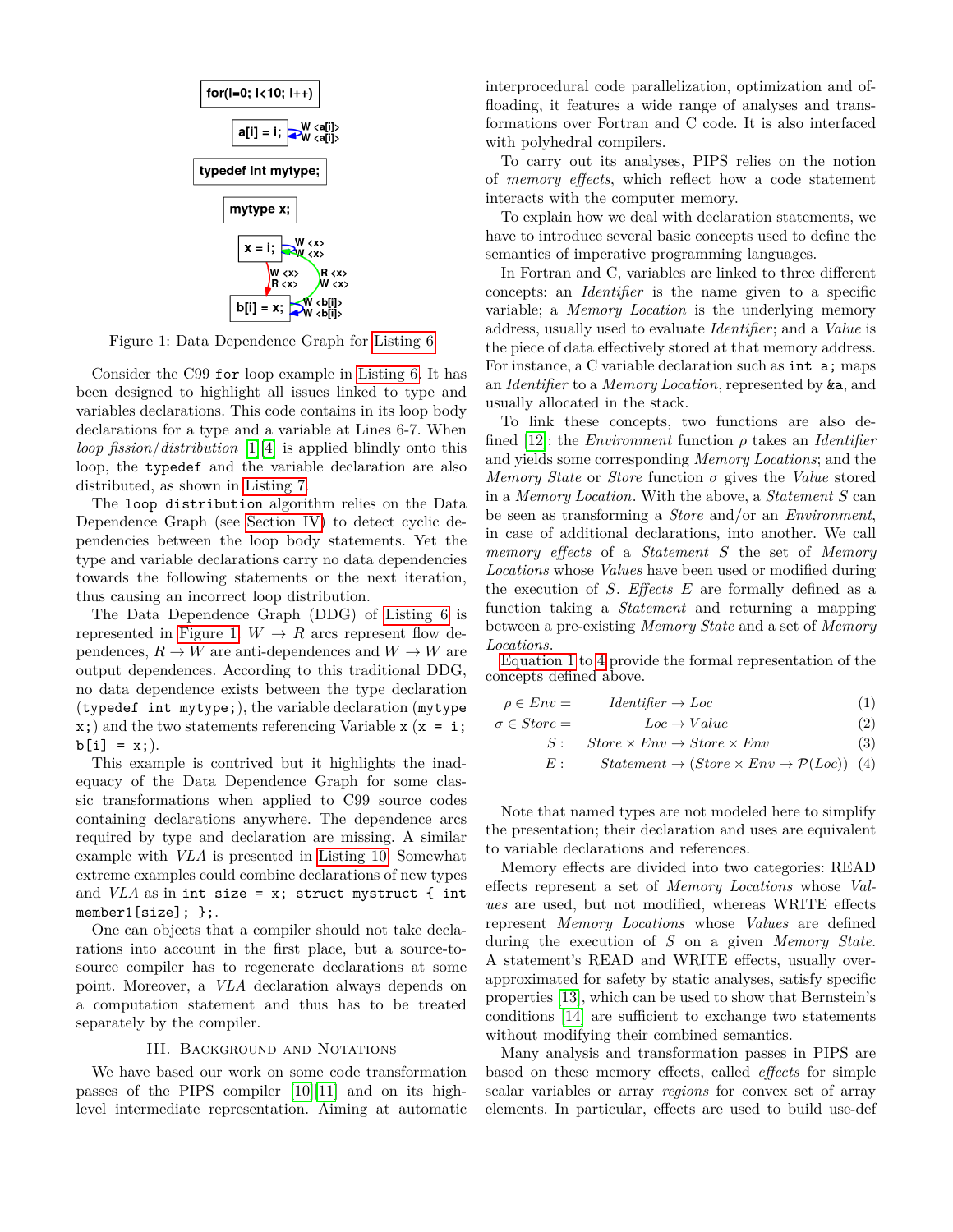for(i=0; i<10; i++)

a[i] = i;

W <a[i]>
W <a[i]>

typedef int mytype;

mytype x;

x = i;

W <x>
W <x>

W <x>
R <x>

R <x>
W <x>

b[i] = x;

W <b[i]>
W <b[i]>

Figure 1: Data Dependence Graph for Listing 6

Consider the C99 `for` loop example in Listing 6. It has been designed to highlight all issues linked to type and variables declarations. This code contains in its loop body declarations for a type and a variable at Lines 6-7. When *loop fission/distribution* [1] [4] is applied blindly onto this loop, the `typedef` and the variable declaration are also distributed, as shown in Listing 7.

The `loop distribution` algorithm relies on the Data Dependence Graph (see Section IV) to detect cyclic dependencies between the loop body statements. Yet the type and variable declarations carry no data dependencies towards the following statements or the next iteration, thus causing an incorrect loop distribution.

The Data Dependence Graph (DDG) of Listing 6 is represented in Figure 1. $W \rightarrow R$ arcs represent flow dependences, $R \rightarrow W$ are anti-dependences and $W \rightarrow W$ are output dependences. According to this traditional DDG, no data dependence exists between the type declaration (`typedef int mytype;`), the variable declaration (`mytype x;`) and the two statements referencing Variable `x` (`x = i; b[i] = x;`).

This example is contrived but it highlights the inadequacy of the Data Dependence Graph for some classic transformations when applied to C99 source codes containing declarations anywhere. The dependence arcs required by type and declaration are missing. A similar example with *VLA* is presented in Listing 10. Somewhat extreme examples could combine declarations of new types and *VLA* as in `int size = x; struct mystruct { int member1[size]; };`.

One can objects that a compiler should not take declarations into account in the first place, but a source-to-source compiler has to regenerate declarations at some point. Moreover, a *VLA* declaration always depends on a computation statement and thus has to be treated separately by the compiler.

## III. Background and Notations

We have based our work on some code transformation passes of the PIPS compiler [10] [11] and on its high-level intermediate representation. Aiming at automatic interprocedural code parallelization, optimization and offloading, it features a wide range of analyses and transformations over Fortran and C code. It is also interfaced with polyhedral compilers.

To carry out its analyses, PIPS relies on the notion of *memory effects*, which reflect how a code statement interacts with the computer memory.

To explain how we deal with declaration statements, we have to introduce several basic concepts used to define the semantics of imperative programming languages.

In Fortran and C, variables are linked to three different concepts: an *Identifier* is the name given to a specific variable; a *Memory Location* is the underlying memory address, usually used to evaluate *Identifier*; and a *Value* is the piece of data effectively stored at that memory address. For instance, a C variable declaration such as `int a;` maps an *Identifier* to a *Memory Location*, represented by `&a`, and usually allocated in the stack.

To link these concepts, two functions are also defined [12]: the *Environment* function $\rho$ takes an *Identifier* and yields some corresponding *Memory Locations*; and the *Memory State* or *Store* function $\sigma$ gives the *Value* stored in a *Memory Location*. With the above, a *Statement* $S$ can be seen as transforming a *Store* and/or an *Environment*, in case of additional declarations, into another. We call *memory effects* of a *Statement* $S$ the set of *Memory Locations* whose *Values* have been used or modified during the execution of $S$. *Effects* $E$ are formally defined as a function taking a *Statement* and returning a mapping between a pre-existing *Memory State* and a set of *Memory Locations*.

Equation 1 to 4 provide the formal representation of the concepts defined above.

$$\rho \in Env = \quad Identifier \rightarrow Loc \tag{1}$$

$$\sigma \in Store = \quad Loc \rightarrow Value \tag{2}$$

$$S : \quad Store \times Env \rightarrow Store \times Env \tag{3}$$

$$E : \quad Statement \rightarrow (Store \times Env \rightarrow \mathcal{P}(Loc)) \tag{4}$$

Note that named types are not modeled here to simplify the presentation; their declaration and uses are equivalent to variable declarations and references.

Memory effects are divided into two categories: READ effects represent a set of *Memory Locations* whose *Values* are used, but not modified, whereas WRITE effects represent *Memory Locations* whose *Values* are defined during the execution of $S$ on a given *Memory State*. A statement's READ and WRITE effects, usually over-approximated for safety by static analyses, satisfy specific properties [13], which can be used to show that Bernstein's conditions [14] are sufficient to exchange two statements without modifying their combined semantics.

Many analysis and transformation passes in PIPS are based on these memory effects, called *effects* for simple scalar variables or array *regions* for convex set of array elements. In particular, effects are used to build use-def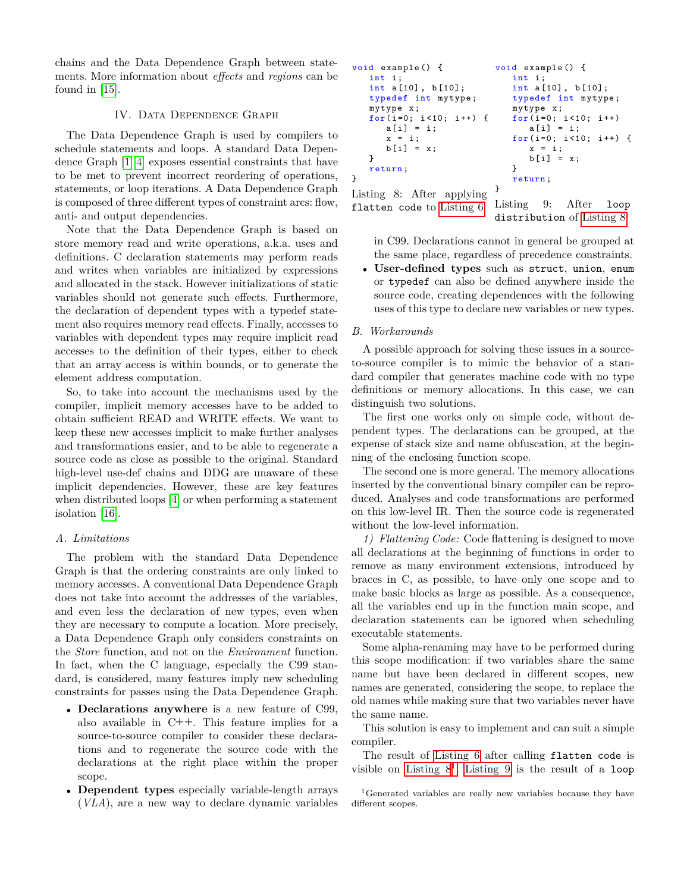chains and the Data Dependence Graph between statements. More information about *effects* and *regions* can be found in [15].

## IV. Data Dependence Graph

The Data Dependence Graph is used by compilers to schedule statements and loops. A standard Data Dependence Graph [1], [4] exposes essential constraints that have to be met to prevent incorrect reordering of operations, statements, or loop iterations. A Data Dependence Graph is composed of three different types of constraint arcs: flow, anti- and output dependencies.

Note that the Data Dependence Graph is based on store memory read and write operations, a.k.a. uses and definitions. C declaration statements may perform reads and writes when variables are initialized by expressions and allocated in the stack. However initializations of static variables should not generate such effects. Furthermore, the declaration of dependent types with a typedef statement also requires memory read effects. Finally, accesses to variables with dependent types may require implicit read accesses to the definition of their types, either to check that an array access is within bounds, or to generate the element address computation.

So, to take into account the mechanisms used by the compiler, implicit memory accesses have to be added to obtain sufficient READ and WRITE effects. We want to keep these new accesses implicit to make further analyses and transformations easier, and to be able to regenerate a source code as close as possible to the original. Standard high-level use-def chains and DDG are unaware of these implicit dependencies. However, these are key features when distributed loops [4] or when performing a statement isolation [16].

### A. Limitations

The problem with the standard Data Dependence Graph is that the ordering constraints are only linked to memory accesses. A conventional Data Dependence Graph does not take into account the addresses of the variables, and even less the declaration of new types, even when they are necessary to compute a location. More precisely, a Data Dependence Graph only considers constraints on the *Store* function, and not on the *Environment* function. In fact, when the C language, especially the C99 standard, is considered, many features imply new scheduling constraints for passes using the Data Dependence Graph.

- **Declarations anywhere** is a new feature of C99, also available in C++. This feature implies for a source-to-source compiler to consider these declarations and to regenerate the source code with the declarations at the right place within the proper scope.
- **Dependent types** especially variable-length arrays (*VLA*), are a new way to declare dynamic variables in C99. Declarations cannot in general be grouped at the same place, regardless of precedence constraints.
- **User-defined types** such as `struct`, `union`, `enum` or `typedef` can also be defined anywhere inside the source code, creating dependences with the following uses of this type to declare new variables or new types.

```
void example() {
   int i;
   int a[10], b[10];
   typedef int mytype;
   mytype x;
   for(i=0; i<10; i++) {
      a[i] = i;
      x = i;
      b[i] = x;
   }
   return;
}
```

Listing 8: After applying `flatten code` to Listing 6

```
void example() {
   int i;
   int a[10], b[10];
   typedef int mytype;
   mytype x;
   for(i=0; i<10; i++)
      a[i] = i;
   for(i=0; i<10; i++) {
      x = i;
      b[i] = x;
   }
   return;
}
```

Listing 9: After `loop distribution` of Listing 8

### B. Workarounds

A possible approach for solving these issues in a source-to-source compiler is to mimic the behavior of a standard compiler that generates machine code with no type definitions or memory allocations. In this case, we can distinguish two solutions.

The first one works only on simple code, without dependent types. The declarations can be grouped, at the expense of stack size and name obfuscation, at the beginning of the enclosing function scope.

The second one is more general. The memory allocations inserted by the conventional binary compiler can be reproduced. Analyses and code transformations are performed on this low-level IR. Then the source code is regenerated without the low-level information.

*1) Flattening Code:* Code flattening is designed to move all declarations at the beginning of functions in order to remove as many environment extensions, introduced by braces in C, as possible, to have only one scope and to make basic blocks as large as possible. As a consequence, all the variables end up in the function main scope, and declaration statements can be ignored when scheduling executable statements.

Some alpha-renaming may have to be performed during this scope modification: if two variables share the same name but have been declared in different scopes, new names are generated, considering the scope, to replace the old names while making sure that two variables never have the same name.

This solution is easy to implement and can suit a simple compiler.

The result of Listing 6 after calling `flatten code` is visible on Listing 8[1]. Listing 9 is the result of a `loop`

[1] Generated variables are really new variables because they have different scopes.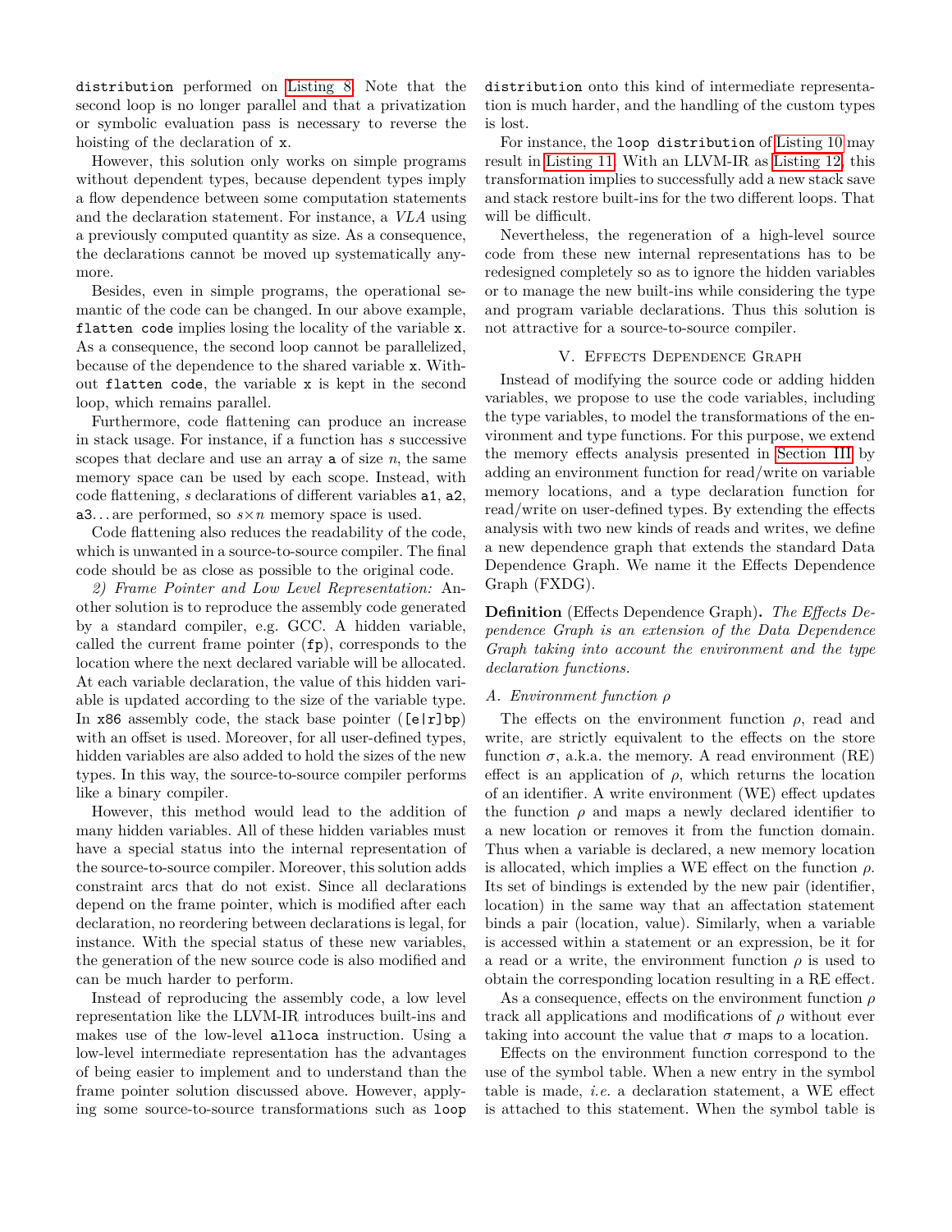distribution performed on Listing 8. Note that the second loop is no longer parallel and that a privatization or symbolic evaluation pass is necessary to reverse the hoisting of the declaration of x.

However, this solution only works on simple programs without dependent types, because dependent types imply a flow dependence between some computation statements and the declaration statement. For instance, a *VLA* using a previously computed quantity as size. As a consequence, the declarations cannot be moved up systematically anymore.

Besides, even in simple programs, the operational semantic of the code can be changed. In our above example, flatten code implies losing the locality of the variable x. As a consequence, the second loop cannot be parallelized, because of the dependence to the shared variable x. Without flatten code, the variable x is kept in the second loop, which remains parallel.

Furthermore, code flattening can produce an increase in stack usage. For instance, if a function has $s$ successive scopes that declare and use an array a of size $n$, the same memory space can be used by each scope. Instead, with code flattening, $s$ declarations of different variables a1, a2, a3... are performed, so $s \times n$ memory space is used.

Code flattening also reduces the readability of the code, which is unwanted in a source-to-source compiler. The final code should be as close as possible to the original code.

*2) Frame Pointer and Low Level Representation:* Another solution is to reproduce the assembly code generated by a standard compiler, e.g. GCC. A hidden variable, called the current frame pointer (fp), corresponds to the location where the next declared variable will be allocated. At each variable declaration, the value of this hidden variable is updated according to the size of the variable type. In x86 assembly code, the stack base pointer ([e|r]bp) with an offset is used. Moreover, for all user-defined types, hidden variables are also added to hold the sizes of the new types. In this way, the source-to-source compiler performs like a binary compiler.

However, this method would lead to the addition of many hidden variables. All of these hidden variables must have a special status into the internal representation of the source-to-source compiler. Moreover, this solution adds constraint arcs that do not exist. Since all declarations depend on the frame pointer, which is modified after each declaration, no reordering between declarations is legal, for instance. With the special status of these new variables, the generation of the new source code is also modified and can be much harder to perform.

Instead of reproducing the assembly code, a low level representation like the LLVM-IR introduces built-ins and makes use of the low-level alloca instruction. Using a low-level intermediate representation has the advantages of being easier to implement and to understand than the frame pointer solution discussed above. However, applying some source-to-source transformations such as loop distribution onto this kind of intermediate representation is much harder, and the handling of the custom types is lost.

For instance, the loop distribution of Listing 10 may result in Listing 11. With an LLVM-IR as Listing 12, this transformation implies to successfully add a new stack save and stack restore built-ins for the two different loops. That will be difficult.

Nevertheless, the regeneration of a high-level source code from these new internal representations has to be redesigned completely so as to ignore the hidden variables or to manage the new built-ins while considering the type and program variable declarations. Thus this solution is not attractive for a source-to-source compiler.

## V. Effects Dependence Graph

Instead of modifying the source code or adding hidden variables, we propose to use the code variables, including the type variables, to model the transformations of the environment and type functions. For this purpose, we extend the memory effects analysis presented in Section III by adding an environment function for read/write on variable memory locations, and a type declaration function for read/write on user-defined types. By extending the effects analysis with two new kinds of reads and writes, we define a new dependence graph that extends the standard Data Dependence Graph. We name it the Effects Dependence Graph (FXDG).

**Definition** (Effects Dependence Graph)**.** *The Effects Dependence Graph is an extension of the Data Dependence Graph taking into account the environment and the type declaration functions.*

### *A. Environment function $\rho$*

The effects on the environment function $\rho$, read and write, are strictly equivalent to the effects on the store function $\sigma$, a.k.a. the memory. A read environment (RE) effect is an application of $\rho$, which returns the location of an identifier. A write environment (WE) effect updates the function $\rho$ and maps a newly declared identifier to a new location or removes it from the function domain. Thus when a variable is declared, a new memory location is allocated, which implies a WE effect on the function $\rho$. Its set of bindings is extended by the new pair (identifier, location) in the same way that an affectation statement binds a pair (location, value). Similarly, when a variable is accessed within a statement or an expression, be it for a read or a write, the environment function $\rho$ is used to obtain the corresponding location resulting in a RE effect.

As a consequence, effects on the environment function $\rho$ track all applications and modifications of $\rho$ without ever taking into account the value that $\sigma$ maps to a location.

Effects on the environment function correspond to the use of the symbol table. When a new entry in the symbol table is made, *i.e.* a declaration statement, a WE effect is attached to this statement. When the symbol table is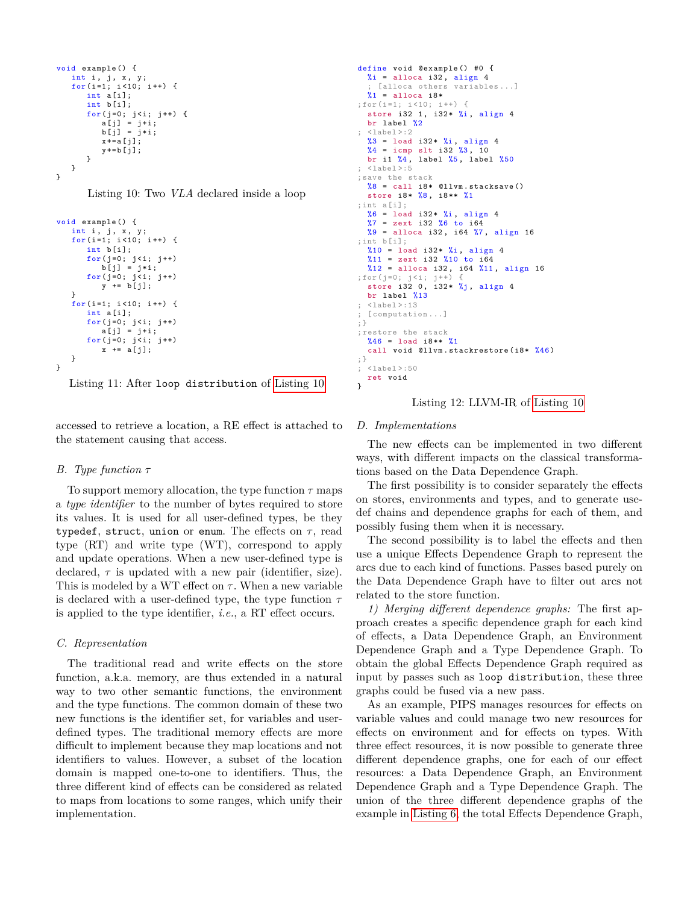```
void example() {
   int i, j, x, y;
   for(i=1; i<10; i++) {
      int a[i];
      int b[i];
      for(j=0; j<i; j++) {
         a[j] = j+i;
         b[j] = j*i;
         x+=a[j];
         y+=b[j];
      }
   }
}
```

Listing 10: Two *VLA* declared inside a loop

```
void example() {
   int i, j, x, y;
   for(i=1; i<10; i++) {
      int b[i];
      for(j=0; j<i; j++)
         b[j] = j*i;
      for(j=0; j<i; j++)
         y += b[j];
   }
   for(i=1; i<10; i++) {
      int a[i];
      for(j=0; j<i; j++)
         a[j] = j+i;
      for(j=0; j<i; j++)
         x += a[j];
   }
}
```

Listing 11: After `loop distribution` of Listing 10

```
define void @example() #0 {
  %i = alloca i32, align 4
  ; [alloca others variables...]
  %1 = alloca i8*
;for(i=1; i<10; i++) {
  store i32 1, i32* %i, align 4
  br label %2
; <label>:2
  %3 = load i32* %i, align 4
  %4 = icmp slt i32 %3, 10
  br i1 %4, label %5, label %50
; <label>:5
;save the stack
  %8 = call i8* @llvm.stacksave()
  store i8* %8, i8** %1
;int a[i];
  %6 = load i32* %i, align 4
  %7 = zext i32 %6 to i64
  %9 = alloca i32, i64 %7, align 16
;int b[i];
  %10 = load i32* %i, align 4
  %11 = zext i32 %10 to i64
  %12 = alloca i32, i64 %11, align 16
;for(j=0; j<i; j++) {
  store i32 0, i32* %j, align 4
  br label %13
; <label>:13
; [computation...]
;}
;restore the stack
  %46 = load i8** %1
  call void @llvm.stackrestore(i8* %46)
;}
; <label>:50
  ret void
}
```

Listing 12: LLVM-IR of Listing 10

accessed to retrieve a location, a RE effect is attached to the statement causing that access.

### B. Type function $\tau$

To support memory allocation, the type function $\tau$ maps a *type identifier* to the number of bytes required to store its values. It is used for all user-defined types, be they `typedef`, `struct`, `union` or `enum`. The effects on $\tau$, read type (RT) and write type (WT), correspond to apply and update operations. When a new user-defined type is declared, $\tau$ is updated with a new pair (identifier, size). This is modeled by a WT effect on $\tau$. When a new variable is declared with a user-defined type, the type function $\tau$ is applied to the type identifier, *i.e.*, a RT effect occurs.

### C. Representation

The traditional read and write effects on the store function, a.k.a. memory, are thus extended in a natural way to two other semantic functions, the environment and the type functions. The common domain of these two new functions is the identifier set, for variables and user-defined types. The traditional memory effects are more difficult to implement because they map locations and not identifiers to values. However, a subset of the location domain is mapped one-to-one to identifiers. Thus, the three different kind of effects can be considered as related to maps from locations to some ranges, which unify their implementation.

### D. Implementations

The new effects can be implemented in two different ways, with different impacts on the classical transformations based on the Data Dependence Graph.

The first possibility is to consider separately the effects on stores, environments and types, and to generate use-def chains and dependence graphs for each of them, and possibly fusing them when it is necessary.

The second possibility is to label the effects and then use a unique Effects Dependence Graph to represent the arcs due to each kind of functions. Passes based purely on the Data Dependence Graph have to filter out arcs not related to the store function.

*1) Merging different dependence graphs:* The first approach creates a specific dependence graph for each kind of effects, a Data Dependence Graph, an Environment Dependence Graph and a Type Dependence Graph. To obtain the global Effects Dependence Graph required as input by passes such as `loop distribution`, these three graphs could be fused via a new pass.

As an example, PIPS manages resources for effects on variable values and could manage two new resources for effects on environment and for effects on types. With three effect resources, it is now possible to generate three different dependence graphs, one for each of our effect resources: a Data Dependence Graph, an Environment Dependence Graph and a Type Dependence Graph. The union of the three different dependence graphs of the example in Listing 6, the total Effects Dependence Graph,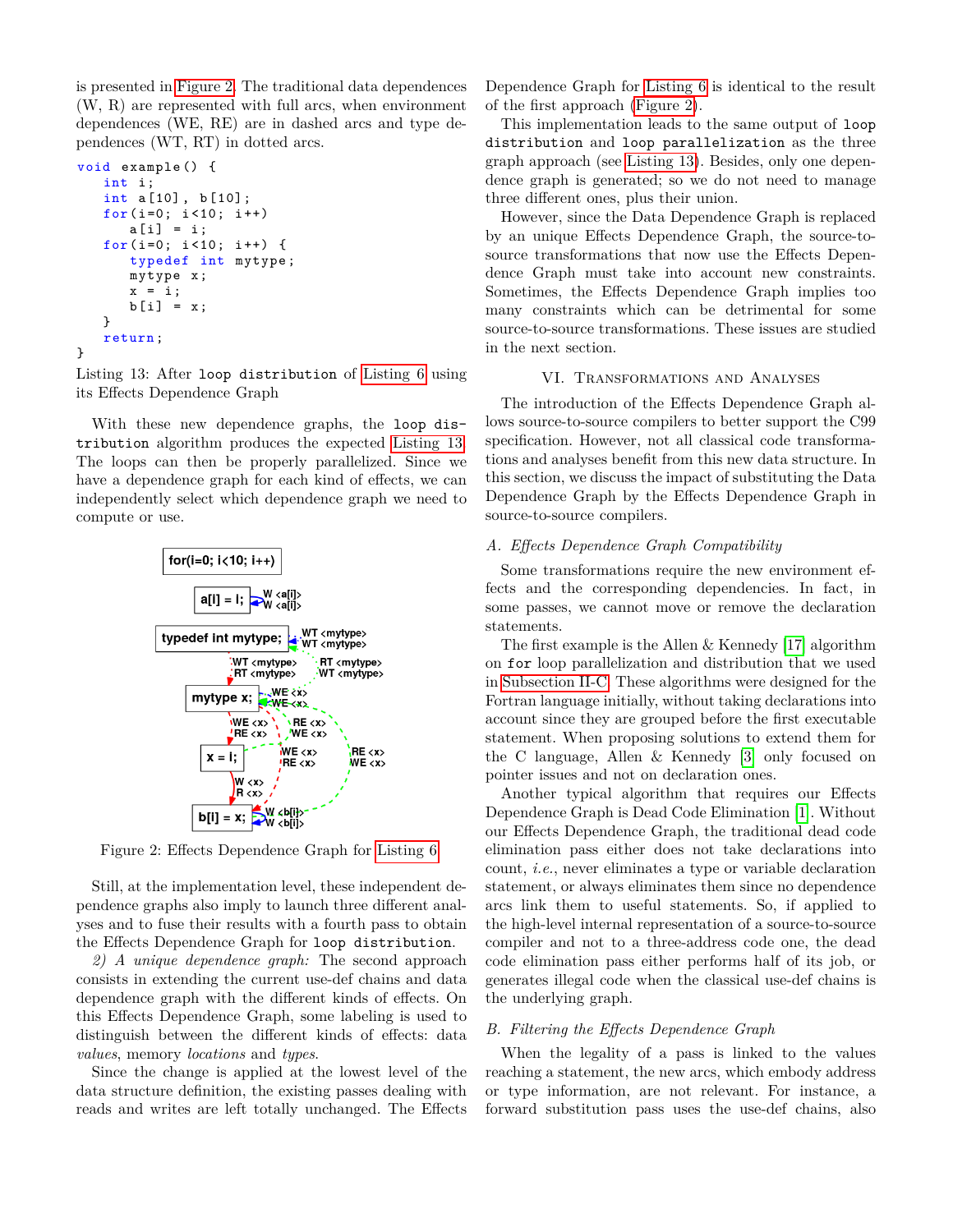is presented in Figure 2. The traditional data dependences (W, R) are represented with full arcs, when environment dependences (WE, RE) are in dashed arcs and type dependences (WT, RT) in dotted arcs.

```
void example() {
   int i;
   int a[10], b[10];
   for(i=0; i<10; i++)
      a[i] = i;
   for(i=0; i<10; i++) {
      typedef int mytype;
      mytype x;
      x = i;
      b[i] = x;
   }
   return;
}
```

Listing 13: After `loop distribution` of Listing 6 using its Effects Dependence Graph

With these new dependence graphs, the `loop distribution` algorithm produces the expected Listing 13. The loops can then be properly parallelized. Since we have a dependence graph for each kind of effects, we can independently select which dependence graph we need to compute or use.

for(i=0; i<10; i++)
a[i] = i;
W <a[i]>
W <a[i]>
typedef int mytype;
WT <mytype>
WT <mytype>
WT <mytype>
RT <mytype>
RT <mytype>
WT <mytype>
mytype x;
WE <x>
WE <x>
WE <x>
RE <x>
RE <x>
WE <x>
x = i;
WE <x>
RE <x>
RE <x>
WE <x>
W <x>
R <x>
b[i] = x;
W <b[i]>
W <b[i]>

Figure 2: Effects Dependence Graph for Listing 6

Still, at the implementation level, these independent dependence graphs also imply to launch three different analyses and to fuse their results with a fourth pass to obtain the Effects Dependence Graph for `loop distribution`.

*2) A unique dependence graph:* The second approach consists in extending the current use-def chains and data dependence graph with the different kinds of effects. On this Effects Dependence Graph, some labeling is used to distinguish between the different kinds of effects: data *values*, memory *locations* and *types*.

Since the change is applied at the lowest level of the data structure definition, the existing passes dealing with reads and writes are left totally unchanged. The Effects Dependence Graph for Listing 6 is identical to the result of the first approach (Figure 2).

This implementation leads to the same output of `loop distribution` and `loop parallelization` as the three graph approach (see Listing 13). Besides, only one dependence graph is generated; so we do not need to manage three different ones, plus their union.

However, since the Data Dependence Graph is replaced by an unique Effects Dependence Graph, the source-to-source transformations that now use the Effects Dependence Graph must take into account new constraints. Sometimes, the Effects Dependence Graph implies too many constraints which can be detrimental for some source-to-source transformations. These issues are studied in the next section.

## VI. Transformations and Analyses

The introduction of the Effects Dependence Graph allows source-to-source compilers to better support the C99 specification. However, not all classical code transformations and analyses benefit from this new data structure. In this section, we discuss the impact of substituting the Data Dependence Graph by the Effects Dependence Graph in source-to-source compilers.

### A. Effects Dependence Graph Compatibility

Some transformations require the new environment effects and the corresponding dependencies. In fact, in some passes, we cannot move or remove the declaration statements.

The first example is the Allen & Kennedy [17] algorithm on `for` loop parallelization and distribution that we used in Subsection II-C. These algorithms were designed for the Fortran language initially, without taking declarations into account since they are grouped before the first executable statement. When proposing solutions to extend them for the C language, Allen & Kennedy [3] only focused on pointer issues and not on declaration ones.

Another typical algorithm that requires our Effects Dependence Graph is Dead Code Elimination [1]. Without our Effects Dependence Graph, the traditional dead code elimination pass either does not take declarations into count, *i.e.*, never eliminates a type or variable declaration statement, or always eliminates them since no dependence arcs link them to useful statements. So, if applied to the high-level internal representation of a source-to-source compiler and not to a three-address code one, the dead code elimination pass either performs half of its job, or generates illegal code when the classical use-def chains is the underlying graph.

### B. Filtering the Effects Dependence Graph

When the legality of a pass is linked to the values reaching a statement, the new arcs, which embody address or type information, are not relevant. For instance, a forward substitution pass uses the use-def chains, also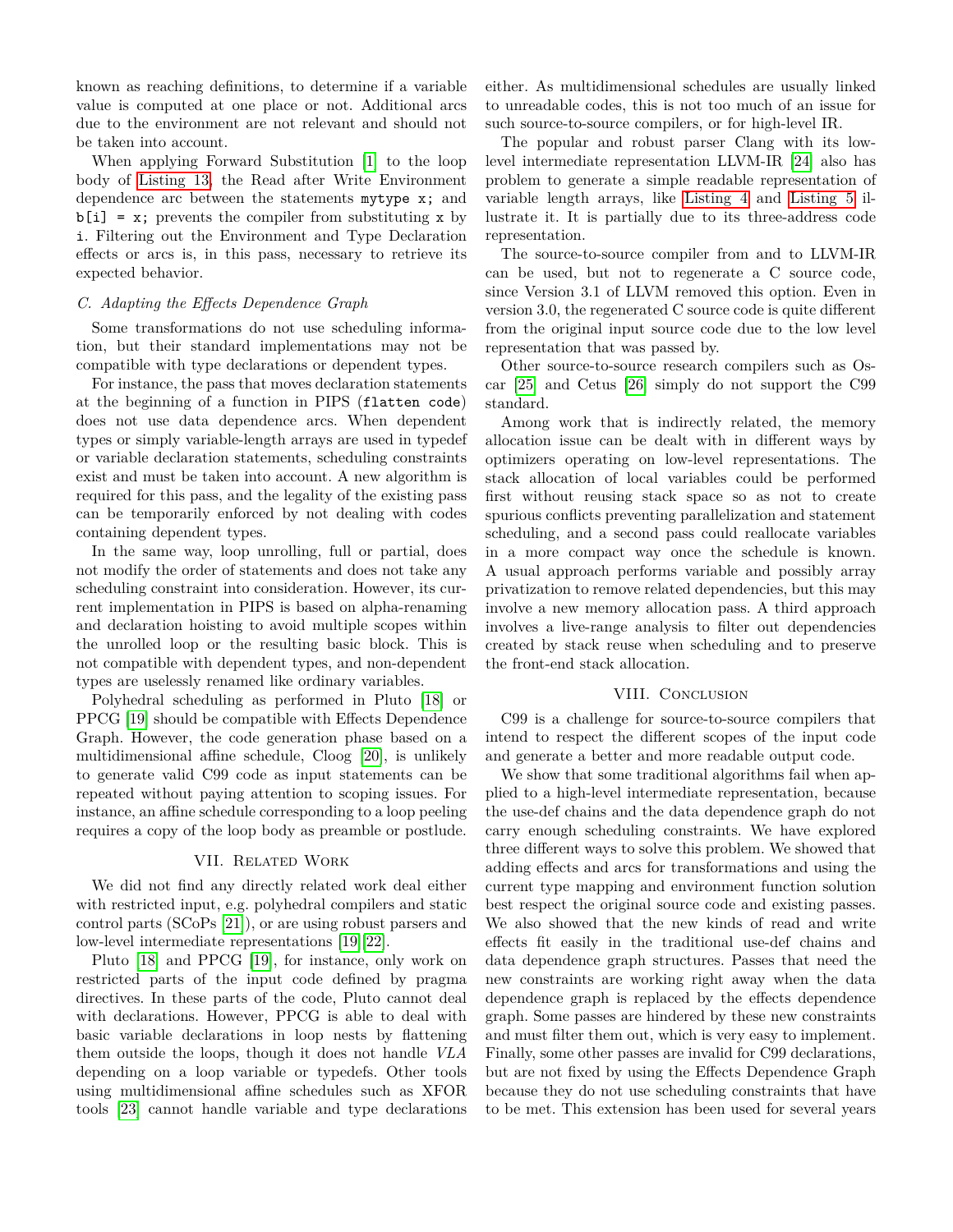known as reaching definitions, to determine if a variable value is computed at one place or not. Additional arcs due to the environment are not relevant and should not be taken into account.

When applying Forward Substitution [1] to the loop body of Listing 13, the Read after Write Environment dependence arc between the statements `mytype x;` and `b[i] = x;` prevents the compiler from substituting `x` by `i`. Filtering out the Environment and Type Declaration effects or arcs is, in this pass, necessary to retrieve its expected behavior.

### C. Adapting the Effects Dependence Graph

Some transformations do not use scheduling information, but their standard implementations may not be compatible with type declarations or dependent types.

For instance, the pass that moves declaration statements at the beginning of a function in PIPS (`flatten code`) does not use data dependence arcs. When dependent types or simply variable-length arrays are used in typedef or variable declaration statements, scheduling constraints exist and must be taken into account. A new algorithm is required for this pass, and the legality of the existing pass can be temporarily enforced by not dealing with codes containing dependent types.

In the same way, loop unrolling, full or partial, does not modify the order of statements and does not take any scheduling constraint into consideration. However, its current implementation in PIPS is based on alpha-renaming and declaration hoisting to avoid multiple scopes within the unrolled loop or the resulting basic block. This is not compatible with dependent types, and non-dependent types are uselessly renamed like ordinary variables.

Polyhedral scheduling as performed in Pluto [18] or PPCG [19] should be compatible with Effects Dependence Graph. However, the code generation phase based on a multidimensional affine schedule, Cloog [20], is unlikely to generate valid C99 code as input statements can be repeated without paying attention to scoping issues. For instance, an affine schedule corresponding to a loop peeling requires a copy of the loop body as preamble or postlude.

## VII. Related Work

We did not find any directly related work deal either with restricted input, e.g. polyhedral compilers and static control parts (SCoPs [21]), or are using robust parsers and low-level intermediate representations [19][22].

Pluto [18] and PPCG [19], for instance, only work on restricted parts of the input code defined by pragma directives. In these parts of the code, Pluto cannot deal with declarations. However, PPCG is able to deal with basic variable declarations in loop nests by flattening them outside the loops, though it does not handle *VLA* depending on a loop variable or typedefs. Other tools using multidimensional affine schedules such as XFOR tools [23] cannot handle variable and type declarations either. As multidimensional schedules are usually linked to unreadable codes, this is not too much of an issue for such source-to-source compilers, or for high-level IR.

The popular and robust parser Clang with its low-level intermediate representation LLVM-IR [24] also has problem to generate a simple readable representation of variable length arrays, like Listing 4 and Listing 5 illustrate it. It is partially due to its three-address code representation.

The source-to-source compiler from and to LLVM-IR can be used, but not to regenerate a C source code, since Version 3.1 of LLVM removed this option. Even in version 3.0, the regenerated C source code is quite different from the original input source code due to the low level representation that was passed by.

Other source-to-source research compilers such as Oscar [25] and Cetus [26] simply do not support the C99 standard.

Among work that is indirectly related, the memory allocation issue can be dealt with in different ways by optimizers operating on low-level representations. The stack allocation of local variables could be performed first without reusing stack space so as not to create spurious conflicts preventing parallelization and statement scheduling, and a second pass could reallocate variables in a more compact way once the schedule is known. A usual approach performs variable and possibly array privatization to remove related dependencies, but this may involve a new memory allocation pass. A third approach involves a live-range analysis to filter out dependencies created by stack reuse when scheduling and to preserve the front-end stack allocation.

## VIII. Conclusion

C99 is a challenge for source-to-source compilers that intend to respect the different scopes of the input code and generate a better and more readable output code.

We show that some traditional algorithms fail when applied to a high-level intermediate representation, because the use-def chains and the data dependence graph do not carry enough scheduling constraints. We have explored three different ways to solve this problem. We showed that adding effects and arcs for transformations and using the current type mapping and environment function solution best respect the original source code and existing passes. We also showed that the new kinds of read and write effects fit easily in the traditional use-def chains and data dependence graph structures. Passes that need the new constraints are working right away when the data dependence graph is replaced by the effects dependence graph. Some passes are hindered by these new constraints and must filter them out, which is very easy to implement. Finally, some other passes are invalid for C99 declarations, but are not fixed by using the Effects Dependence Graph because they do not use scheduling constraints that have to be met. This extension has been used for several years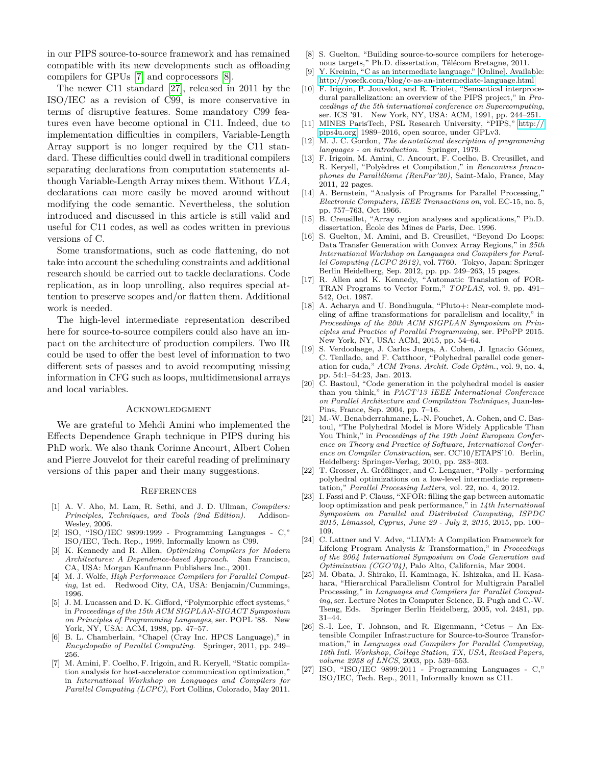in our PIPS source-to-source framework and has remained compatible with its new developments such as offloading compilers for GPUs [7] and coprocessors [8].

The newer C11 standard [27], released in 2011 by the ISO/IEC as a revision of C99, is more conservative in terms of disruptive features. Some mandatory C99 features even have become optional in C11. Indeed, due to implementation difficulties in compilers, Variable-Length Array support is no longer required by the C11 standard. These difficulties could dwell in traditional compilers separating declarations from computation statements although Variable-Length Array mixes them. Without *VLA*, declarations can more easily be moved around without modifying the code semantic. Nevertheless, the solution introduced and discussed in this article is still valid and useful for C11 codes, as well as codes written in previous versions of C.

Some transformations, such as code flattening, do not take into account the scheduling constraints and additional research should be carried out to tackle declarations. Code replication, as in loop unrolling, also requires special attention to preserve scopes and/or flatten them. Additional work is needed.

The high-level intermediate representation described here for source-to-source compilers could also have an impact on the architecture of production compilers. Two IR could be used to offer the best level of information to two different sets of passes and to avoid recomputing missing information in CFG such as loops, multidimensional arrays and local variables.

## Acknowledgment

We are grateful to Mehdi Amini who implemented the Effects Dependence Graph technique in PIPS during his PhD work. We also thank Corinne Ancourt, Albert Cohen and Pierre Jouvelot for their careful reading of preliminary versions of this paper and their many suggestions.

## References

[1] A. V. Aho, M. Lam, R. Sethi, and J. D. Ullman, *Compilers: Principles, Techniques, and Tools (2nd Edition)*. Addison-Wesley, 2006.

[2] ISO, "ISO/IEC 9899:1999 - Programming Languages - C," ISO/IEC, Tech. Rep., 1999, Informally known as C99.

[3] K. Kennedy and R. Allen, *Optimizing Compilers for Modern Architectures: A Dependence-based Approach*. San Francisco, CA, USA: Morgan Kaufmann Publishers Inc., 2001.

[4] M. J. Wolfe, *High Performance Compilers for Parallel Computing*, 1st ed. Redwood City, CA, USA: Benjamin/Cummings, 1996.

[5] J. M. Lucassen and D. K. Gifford, "Polymorphic effect systems," in *Proceedings of the 15th ACM SIGPLAN-SIGACT Symposium on Principles of Programming Languages*, ser. POPL '88. New York, NY, USA: ACM, 1988, pp. 47–57.

[6] B. L. Chamberlain, "Chapel (Cray Inc. HPCS Language)," in *Encyclopedia of Parallel Computing*. Springer, 2011, pp. 249–256.

[7] M. Amini, F. Coelho, F. Irigoin, and R. Keryell, "Static compilation analysis for host-accelerator communication optimization," in *International Workshop on Languages and Compilers for Parallel Computing (LCPC)*, Fort Collins, Colorado, May 2011.

[8] S. Guelton, "Building source-to-source compilers for heterogenous targets," Ph.D. dissertation, Télécom Bretagne, 2011.

[9] Y. Kreinin, "C as an intermediate language." [Online]. Available: http://yosefk.com/blog/c-as-an-intermediate-language.html

[10] F. Irigoin, P. Jouvelot, and R. Triolet, "Semantical interprocedural parallelization: an overview of the PIPS project," in *Proceedings of the 5th international conference on Supercomputing*, ser. ICS '91. New York, NY, USA: ACM, 1991, pp. 244–251.

[11] MINES ParisTech, PSL Research University, "PIPS," http://pips4u.org, 1989–2016, open source, under GPLv3.

[12] M. J. C. Gordon, *The denotational description of programming languages - an introduction*. Springer, 1979.

[13] F. Irigoin, M. Amini, C. Ancourt, F. Coelho, B. Creusillet, and R. Keryell, "Polyèdres et Compilation," in *Rencontres francophones du Parallélisme (RenPar'20)*, Saint-Malo, France, May 2011, 22 pages.

[14] A. Bernstein, "Analysis of Programs for Parallel Processing," *Electronic Computers, IEEE Transactions on*, vol. EC-15, no. 5, pp. 757–763, Oct 1966.

[15] B. Creusillet, "Array region analyses and applications," Ph.D. dissertation, École des Mines de Paris, Dec. 1996.

[16] S. Guelton, M. Amini, and B. Creusillet, "Beyond Do Loops: Data Transfer Generation with Convex Array Regions," in *25th International Workshop on Languages and Compilers for Parallel Computing (LCPC 2012)*, vol. 7760. Tokyo, Japan: Springer Berlin Heidelberg, Sep. 2012, pp. pp. 249–263, 15 pages.

[17] R. Allen and K. Kennedy, "Automatic Translation of FORTRAN Programs to Vector Form," *TOPLAS*, vol. 9, pp. 491–542, Oct. 1987.

[18] A. Acharya and U. Bondhugula, "Pluto+: Near-complete modeling of affine transformations for parallelism and locality," in *Proceedings of the 20th ACM SIGPLAN Symposium on Principles and Practice of Parallel Programming*, ser. PPoPP 2015. New York, NY, USA: ACM, 2015, pp. 54–64.

[19] S. Verdoolaege, J. Carlos Juega, A. Cohen, J. Ignacio Gómez, C. Tenllado, and F. Catthoor, "Polyhedral parallel code generation for cuda," *ACM Trans. Archit. Code Optim.*, vol. 9, no. 4, pp. 54:1–54:23, Jan. 2013.

[20] C. Bastoul, "Code generation in the polyhedral model is easier than you think," in *PACT'13 IEEE International Conference on Parallel Architecture and Compilation Techniques*, Juan-les-Pins, France, Sep. 2004, pp. 7–16.

[21] M.-W. Benabderrahmane, L.-N. Pouchet, A. Cohen, and C. Bastoul, "The Polyhedral Model is More Widely Applicable Than You Think," in *Proceedings of the 19th Joint European Conference on Theory and Practice of Software, International Conference on Compiler Construction*, ser. CC'10/ETAPS'10. Berlin, Heidelberg: Springer-Verlag, 2010, pp. 283–303.

[22] T. Grosser, A. Größlinger, and C. Lengauer, "Polly - performing polyhedral optimizations on a low-level intermediate representation," *Parallel Processing Letters*, vol. 22, no. 4, 2012.

[23] I. Fassi and P. Clauss, "XFOR: filling the gap between automatic loop optimization and peak performance," in *14th International Symposium on Parallel and Distributed Computing, ISPDC 2015, Limassol, Cyprus, June 29 - July 2, 2015*, 2015, pp. 100–109.

[24] C. Lattner and V. Adve, "LLVM: A Compilation Framework for Lifelong Program Analysis & Transformation," in *Proceedings of the 2004 International Symposium on Code Generation and Optimization (CGO'04)*, Palo Alto, California, Mar 2004.

[25] M. Obata, J. Shirako, H. Kaminaga, K. Ishizaka, and H. Kasahara, "Hierarchical Parallelism Control for Multigrain Parallel Processing," in *Languages and Compilers for Parallel Computing*, ser. Lecture Notes in Computer Science, B. Pugh and C.-W. Tseng, Eds. Springer Berlin Heidelberg, 2005, vol. 2481, pp. 31–44.

[26] S.-I. Lee, T. Johnson, and R. Eigenmann, "Cetus – An Extensible Compiler Infrastructure for Source-to-Source Transformation," in *Languages and Compilers for Parallel Computing, 16th Intl. Workshop, College Station, TX, USA, Revised Papers, volume 2958 of LNCS*, 2003, pp. 539–553.

[27] ISO, "ISO/IEC 9899:2011 - Programming Languages - C," ISO/IEC, Tech. Rep., 2011, Informally known as C11.